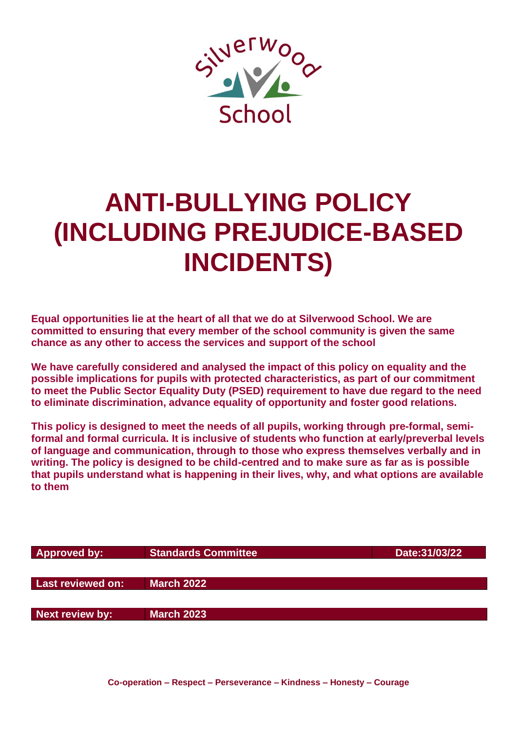Silverwood School

# ANTI-BULLYING POLICY (INCLUDING PREJUDICE-BASED INCIDENTS)

**Equal opportunities lie at the heart of all that we do at Silverwood School. We are committed to ensuring that every member of the school community is given the same chance as any other to access the services and support of the school**

**We have carefully considered and analysed the impact of this policy on equality and the possible implications for pupils with protected characteristics, as part of our commitment to meet the Public Sector Equality Duty (PSED) requirement to have due regard to the need to eliminate discrimination, advance equality of opportunity and foster good relations.**

**This policy is designed to meet the needs of all pupils, working through pre-formal, semi-formal and formal curricula. It is inclusive of students who function at early/preverbal levels of language and communication, through to those who express themselves verbally and in writing. The policy is designed to be child-centred and to make sure as far as is possible that pupils understand what is happening in their lives, why, and what options are available to them**

| | | |
|---|---|---|
| **Approved by:** | **Standards Committee** | **Date:31/03/22** |
| **Last reviewed on:** | **March 2022** | |
| **Next review by:** | **March 2023** | |

**Co-operation – Respect – Perseverance – Kindness – Honesty – Courage**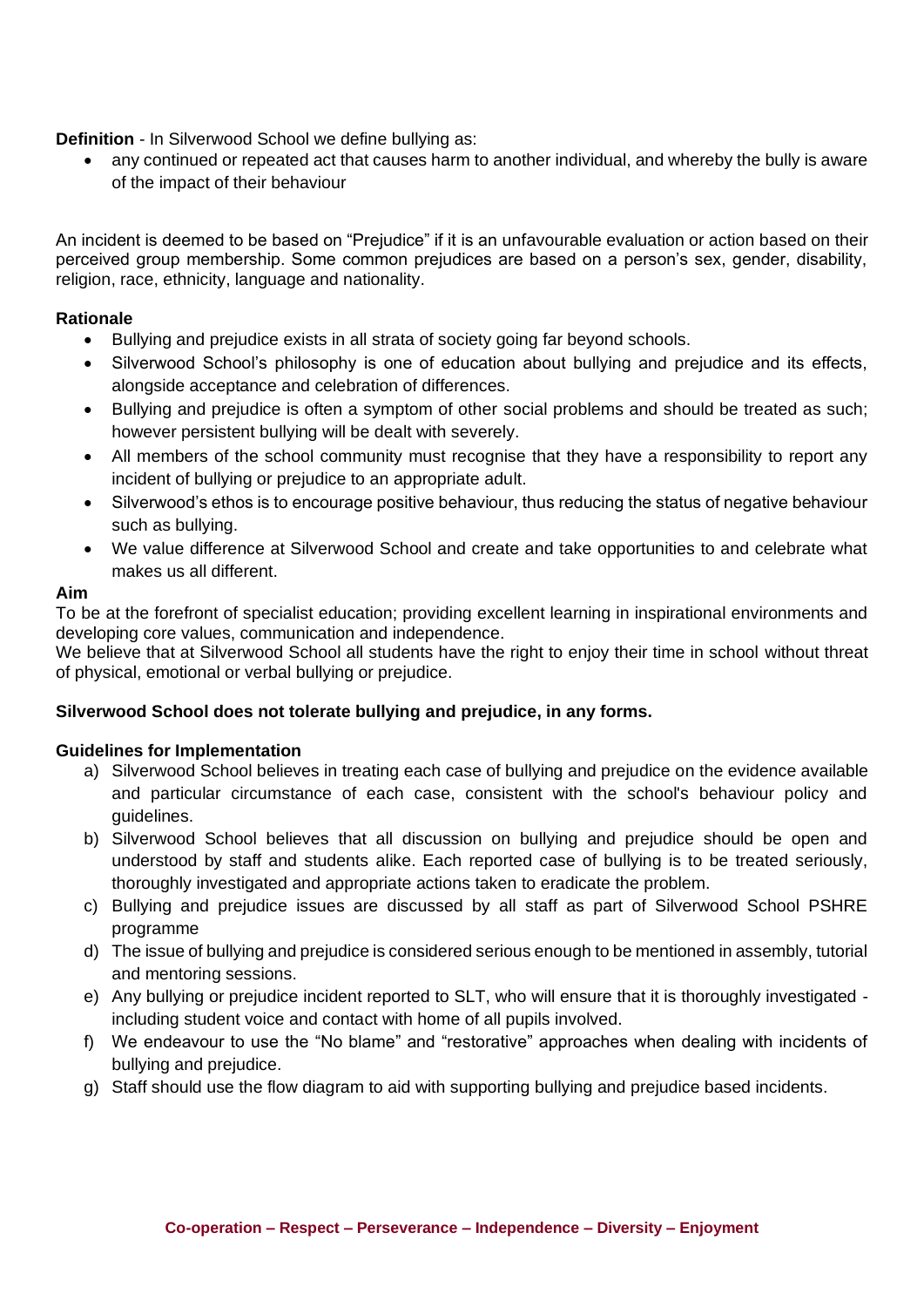**Definition** - In Silverwood School we define bullying as:

- any continued or repeated act that causes harm to another individual, and whereby the bully is aware of the impact of their behaviour

An incident is deemed to be based on "Prejudice" if it is an unfavourable evaluation or action based on their perceived group membership. Some common prejudices are based on a person's sex, gender, disability, religion, race, ethnicity, language and nationality.

**Rationale**

- Bullying and prejudice exists in all strata of society going far beyond schools.
- Silverwood School's philosophy is one of education about bullying and prejudice and its effects, alongside acceptance and celebration of differences.
- Bullying and prejudice is often a symptom of other social problems and should be treated as such; however persistent bullying will be dealt with severely.
- All members of the school community must recognise that they have a responsibility to report any incident of bullying or prejudice to an appropriate adult.
- Silverwood's ethos is to encourage positive behaviour, thus reducing the status of negative behaviour such as bullying.
- We value difference at Silverwood School and create and take opportunities to and celebrate what makes us all different.

**Aim**

To be at the forefront of specialist education; providing excellent learning in inspirational environments and developing core values, communication and independence.
We believe that at Silverwood School all students have the right to enjoy their time in school without threat of physical, emotional or verbal bullying or prejudice.

**Silverwood School does not tolerate bullying and prejudice, in any forms.**

**Guidelines for Implementation**

a) Silverwood School believes in treating each case of bullying and prejudice on the evidence available and particular circumstance of each case, consistent with the school's behaviour policy and guidelines.
b) Silverwood School believes that all discussion on bullying and prejudice should be open and understood by staff and students alike. Each reported case of bullying is to be treated seriously, thoroughly investigated and appropriate actions taken to eradicate the problem.
c) Bullying and prejudice issues are discussed by all staff as part of Silverwood School PSHRE programme
d) The issue of bullying and prejudice is considered serious enough to be mentioned in assembly, tutorial and mentoring sessions.
e) Any bullying or prejudice incident reported to SLT, who will ensure that it is thoroughly investigated - including student voice and contact with home of all pupils involved.
f) We endeavour to use the "No blame" and "restorative" approaches when dealing with incidents of bullying and prejudice.
g) Staff should use the flow diagram to aid with supporting bullying and prejudice based incidents.

**Co-operation – Respect – Perseverance – Independence – Diversity – Enjoyment**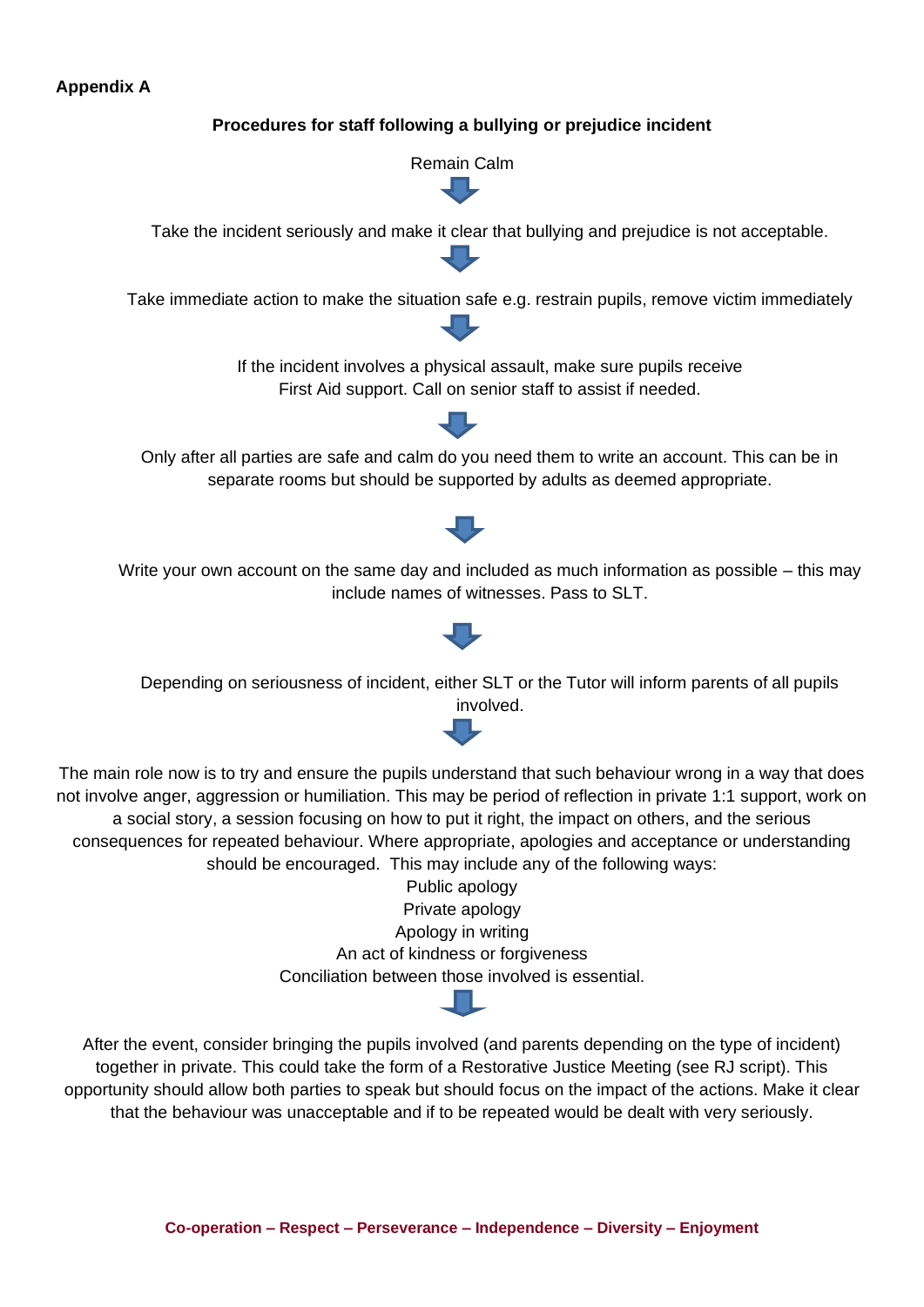**Appendix A**

**Procedures for staff following a bullying or prejudice incident**

Remain Calm

Take the incident seriously and make it clear that bullying and prejudice is not acceptable.

Take immediate action to make the situation safe e.g. restrain pupils, remove victim immediately

If the incident involves a physical assault, make sure pupils receive First Aid support. Call on senior staff to assist if needed.

Only after all parties are safe and calm do you need them to write an account. This can be in separate rooms but should be supported by adults as deemed appropriate.

Write your own account on the same day and included as much information as possible – this may include names of witnesses. Pass to SLT.

Depending on seriousness of incident, either SLT or the Tutor will inform parents of all pupils involved.

The main role now is to try and ensure the pupils understand that such behaviour wrong in a way that does not involve anger, aggression or humiliation. This may be period of reflection in private 1:1 support, work on a social story, a session focusing on how to put it right, the impact on others, and the serious consequences for repeated behaviour. Where appropriate, apologies and acceptance or understanding should be encouraged. This may include any of the following ways:

Public apology
Private apology
Apology in writing
An act of kindness or forgiveness
Conciliation between those involved is essential.

After the event, consider bringing the pupils involved (and parents depending on the type of incident) together in private. This could take the form of a Restorative Justice Meeting (see RJ script). This opportunity should allow both parties to speak but should focus on the impact of the actions. Make it clear that the behaviour was unacceptable and if to be repeated would be dealt with very seriously.